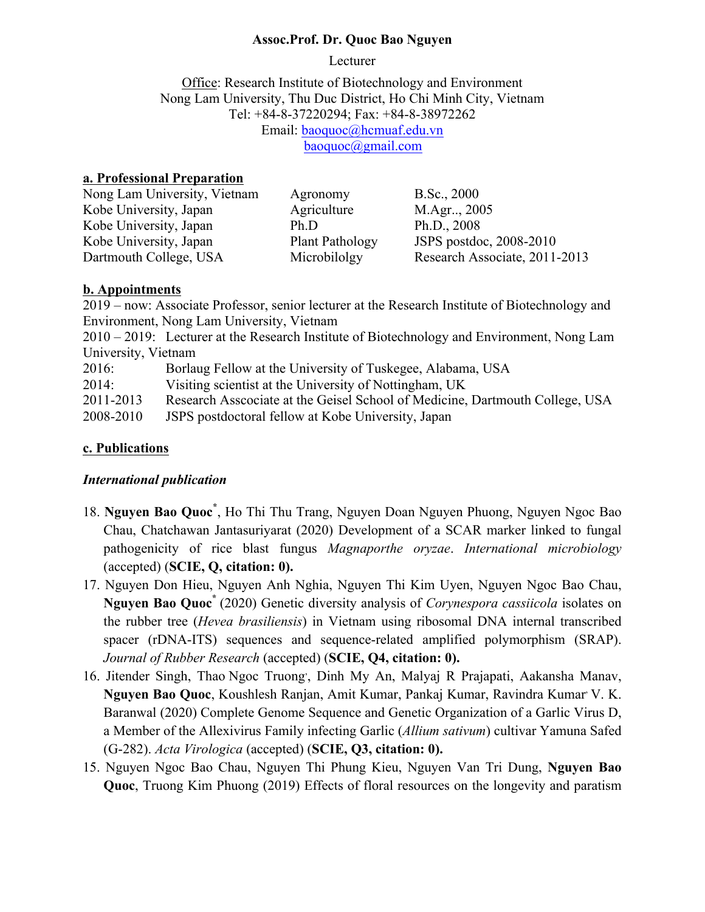**Assoc.Prof. Dr. Quoc Bao Nguyen**

Lecturer

Office: Research Institute of Biotechnology and Environment
Nong Lam University, Thu Duc District, Ho Chi Minh City, Vietnam
Tel: +84-8-37220294; Fax: +84-8-38972262
Email: baoquoc@hcmuaf.edu.vn
baoquoc@gmail.com

## a. Professional Preparation

| | | |
|---|---|---|
| Nong Lam University, Vietnam | Agronomy | B.Sc., 2000 |
| Kobe University, Japan | Agriculture | M.Agr.., 2005 |
| Kobe University, Japan | Ph.D | Ph.D., 2008 |
| Kobe University, Japan | Plant Pathology | JSPS postdoc, 2008-2010 |
| Dartmouth College, USA | Microbilolgy | Research Associate, 2011-2013 |

## b. Appointments

2019 – now: Associate Professor, senior lecturer at the Research Institute of Biotechnology and Environment, Nong Lam University, Vietnam

2010 – 2019: Lecturer at the Research Institute of Biotechnology and Environment, Nong Lam University, Vietnam

2016: Borlaug Fellow at the University of Tuskegee, Alabama, USA

2014: Visiting scientist at the University of Nottingham, UK

2011-2013 Research Asscociate at the Geisel School of Medicine, Dartmouth College, USA

2008-2010 JSPS postdoctoral fellow at Kobe University, Japan

## c. Publications

### *International publication*

18. **Nguyen Bao Quoc***, Ho Thi Thu Trang, Nguyen Doan Nguyen Phuong, Nguyen Ngoc Bao Chau, Chatchawan Jantasuriyarat (2020) Development of a SCAR marker linked to fungal pathogenicity of rice blast fungus *Magnaporthe oryzae*. *International microbiology* (accepted) (**SCIE, Q, citation: 0).**
17. Nguyen Don Hieu, Nguyen Anh Nghia, Nguyen Thi Kim Uyen, Nguyen Ngoc Bao Chau, **Nguyen Bao Quoc*** (2020) Genetic diversity analysis of *Corynespora cassiicola* isolates on the rubber tree (*Hevea brasiliensis*) in Vietnam using ribosomal DNA internal transcribed spacer (rDNA-ITS) sequences and sequence-related amplified polymorphism (SRAP). *Journal of Rubber Research* (accepted) (**SCIE, Q4, citation: 0).**
16. Jitender Singh, Thao Ngoc Truong, Dinh My An, Malyaj R Prajapati, Aakansha Manav, **Nguyen Bao Quoc**, Koushlesh Ranjan, Amit Kumar, Pankaj Kumar, Ravindra Kumar V. K. Baranwal (2020) Complete Genome Sequence and Genetic Organization of a Garlic Virus D, a Member of the Allexivirus Family infecting Garlic (*Allium sativum*) cultivar Yamuna Safed (G-282). *Acta Virologica* (accepted) (**SCIE, Q3, citation: 0).**
15. Nguyen Ngoc Bao Chau, Nguyen Thi Phung Kieu, Nguyen Van Tri Dung, **Nguyen Bao Quoc**, Truong Kim Phuong (2019) Effects of floral resources on the longevity and paratism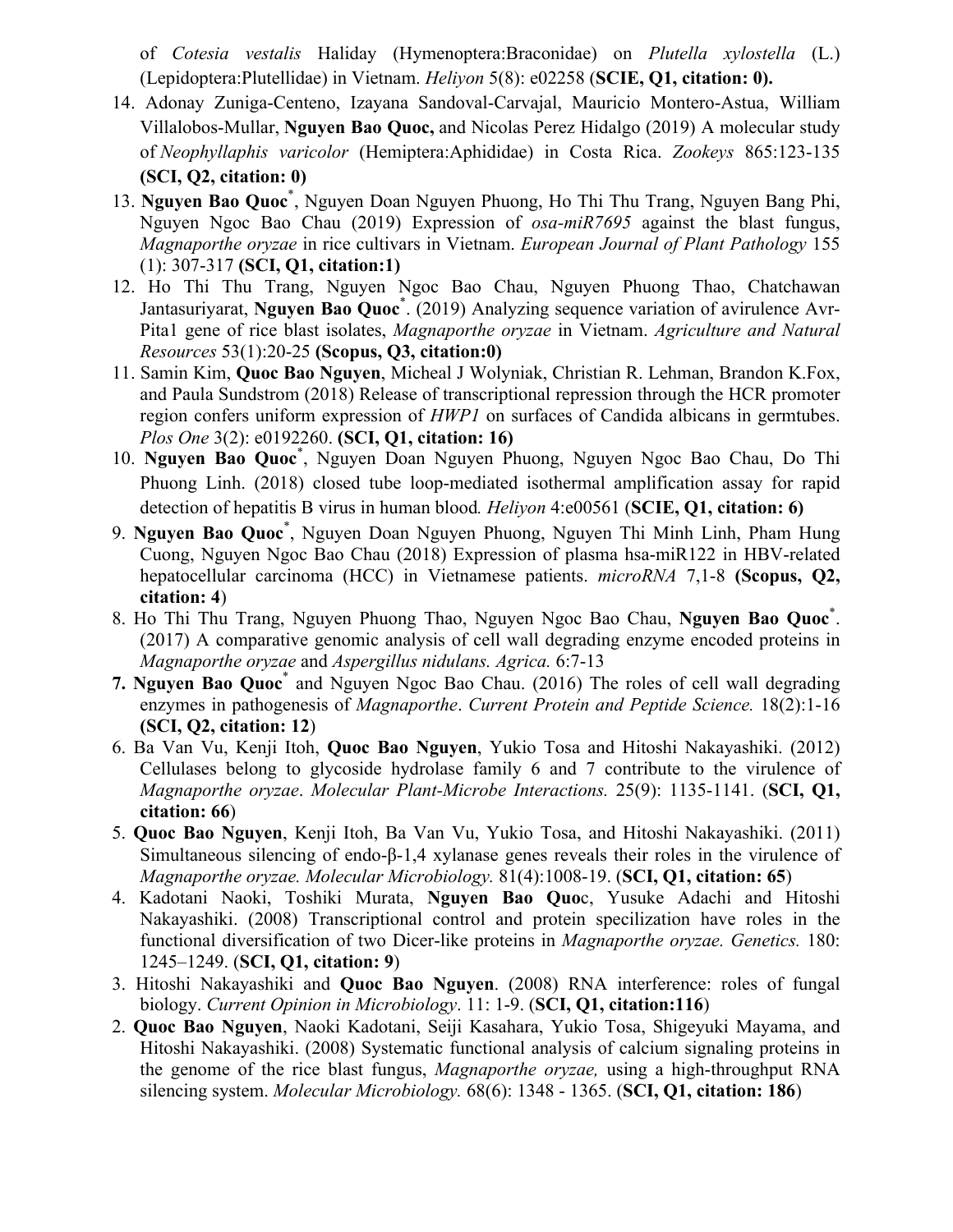of *Cotesia vestalis* Haliday (Hymenoptera:Braconidae) on *Plutella xylostella* (L.) (Lepidoptera:Plutellidae) in Vietnam. *Heliyon* 5(8): e02258 (**SCIE, Q1, citation: 0).**

14. Adonay Zuniga-Centeno, Izayana Sandoval-Carvajal, Mauricio Montero-Astua, William Villalobos-Mullar, **Nguyen Bao Quoc,** and Nicolas Perez Hidalgo (2019) A molecular study of *Neophyllaphis varicolor* (Hemiptera:Aphididae) in Costa Rica. *Zookeys* 865:123-135 **(SCI, Q2, citation: 0)**
13. **Nguyen Bao Quoc**\*, Nguyen Doan Nguyen Phuong, Ho Thi Thu Trang, Nguyen Bang Phi, Nguyen Ngoc Bao Chau (2019) Expression of *osa-miR7695* against the blast fungus, *Magnaporthe oryzae* in rice cultivars in Vietnam. *European Journal of Plant Pathology* 155 (1): 307-317 **(SCI, Q1, citation:1)**
12. Ho Thi Thu Trang, Nguyen Ngoc Bao Chau, Nguyen Phuong Thao, Chatchawan Jantasuriyarat, **Nguyen Bao Quoc**\*. (2019) Analyzing sequence variation of avirulence Avr-Pita1 gene of rice blast isolates, *Magnaporthe oryzae* in Vietnam. *Agriculture and Natural Resources* 53(1):20-25 **(Scopus, Q3, citation:0)**
11. Samin Kim, **Quoc Bao Nguyen**, Micheal J Wolyniak, Christian R. Lehman, Brandon K.Fox, and Paula Sundstrom (2018) Release of transcriptional repression through the HCR promoter region confers uniform expression of *HWP1* on surfaces of Candida albicans in germtubes. *Plos One* 3(2): e0192260. **(SCI, Q1, citation: 16)**
10. **Nguyen Bao Quoc**\*, Nguyen Doan Nguyen Phuong, Nguyen Ngoc Bao Chau, Do Thi Phuong Linh. (2018) closed tube loop-mediated isothermal amplification assay for rapid detection of hepatitis B virus in human blood*. Heliyon* 4:e00561 (**SCIE, Q1, citation: 6)**
9. **Nguyen Bao Quoc**\*, Nguyen Doan Nguyen Phuong, Nguyen Thi Minh Linh, Pham Hung Cuong, Nguyen Ngoc Bao Chau (2018) Expression of plasma hsa-miR122 in HBV-related hepatocellular carcinoma (HCC) in Vietnamese patients. *microRNA* 7,1-8 **(Scopus, Q2, citation: 4**)
8. Ho Thi Thu Trang, Nguyen Phuong Thao, Nguyen Ngoc Bao Chau, **Nguyen Bao Quoc**\*. (2017) A comparative genomic analysis of cell wall degrading enzyme encoded proteins in *Magnaporthe oryzae* and *Aspergillus nidulans. Agrica.* 6:7-13
7. **Nguyen Bao Quoc**\* and Nguyen Ngoc Bao Chau. (2016) The roles of cell wall degrading enzymes in pathogenesis of *Magnaporthe*. *Current Protein and Peptide Science.* 18(2):1-16 **(SCI, Q2, citation: 12**)
6. Ba Van Vu, Kenji Itoh, **Quoc Bao Nguyen**, Yukio Tosa and Hitoshi Nakayashiki. (2012) Cellulases belong to glycoside hydrolase family 6 and 7 contribute to the virulence of *Magnaporthe oryzae*. *Molecular Plant-Microbe Interactions.* 25(9): 1135-1141. (**SCI, Q1, citation: 66**)
5. **Quoc Bao Nguyen**, Kenji Itoh, Ba Van Vu, Yukio Tosa, and Hitoshi Nakayashiki. (2011) Simultaneous silencing of endo-β-1,4 xylanase genes reveals their roles in the virulence of *Magnaporthe oryzae. Molecular Microbiology.* 81(4):1008-19. (**SCI, Q1, citation: 65**)
4. Kadotani Naoki, Toshiki Murata, **Nguyen Bao Quo**c, Yusuke Adachi and Hitoshi Nakayashiki. (2008) Transcriptional control and protein specilization have roles in the functional diversification of two Dicer-like proteins in *Magnaporthe oryzae. Genetics.* 180: 1245–1249. (**SCI, Q1, citation: 9**)
3. Hitoshi Nakayashiki and **Quoc Bao Nguyen**. (2008) RNA interference: roles of fungal biology. *Current Opinion in Microbiology*. 11: 1-9. (**SCI, Q1, citation:116**)
2. **Quoc Bao Nguyen**, Naoki Kadotani, Seiji Kasahara, Yukio Tosa, Shigeyuki Mayama, and Hitoshi Nakayashiki. (2008) Systematic functional analysis of calcium signaling proteins in the genome of the rice blast fungus, *Magnaporthe oryzae,* using a high-throughput RNA silencing system. *Molecular Microbiology.* 68(6): 1348 - 1365. (**SCI, Q1, citation: 186**)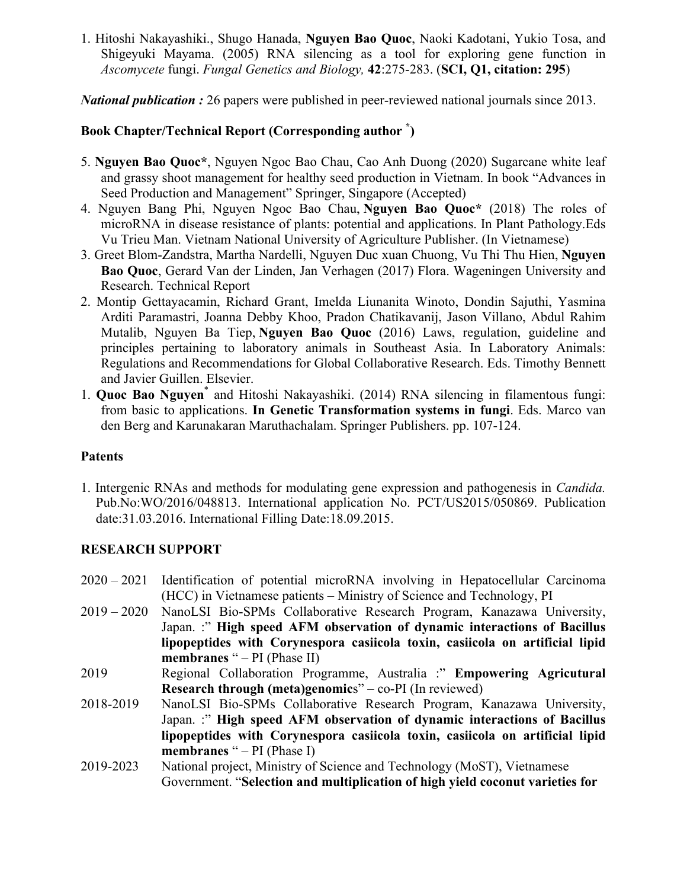1. Hitoshi Nakayashiki., Shugo Hanada, **Nguyen Bao Quoc**, Naoki Kadotani, Yukio Tosa, and Shigeyuki Mayama. (2005) RNA silencing as a tool for exploring gene function in *Ascomycete* fungi. *Fungal Genetics and Biology,* **42**:275-283. (**SCI, Q1, citation: 295**)

***National publication :*** 26 papers were published in peer-reviewed national journals since 2013.

**Book Chapter/Technical Report (Corresponding author \*)**

5. **Nguyen Bao Quoc***, Nguyen Ngoc Bao Chau, Cao Anh Duong (2020) Sugarcane white leaf and grassy shoot management for healthy seed production in Vietnam. In book "Advances in Seed Production and Management" Springer, Singapore (Accepted)
4. Nguyen Bang Phi, Nguyen Ngoc Bao Chau, **Nguyen Bao Quoc*** (2018) The roles of microRNA in disease resistance of plants: potential and applications. In Plant Pathology.Eds Vu Trieu Man. Vietnam National University of Agriculture Publisher. (In Vietnamese)
3. Greet Blom-Zandstra, Martha Nardelli, Nguyen Duc xuan Chuong, Vu Thi Thu Hien, **Nguyen Bao Quoc**, Gerard Van der Linden, Jan Verhagen (2017) Flora. Wageningen University and Research. Technical Report
2. Montip Gettayacamin, Richard Grant, Imelda Liunanita Winoto, Dondin Sajuthi, Yasmina Arditi Paramastri, Joanna Debby Khoo, Pradon Chatikavanij, Jason Villano, Abdul Rahim Mutalib, Nguyen Ba Tiep, **Nguyen Bao Quoc** (2016) Laws, regulation, guideline and principles pertaining to laboratory animals in Southeast Asia. In Laboratory Animals: Regulations and Recommendations for Global Collaborative Research. Eds. Timothy Bennett and Javier Guillen. Elsevier.
1. **Quoc Bao Nguyen*** and Hitoshi Nakayashiki. (2014) RNA silencing in filamentous fungi: from basic to applications. **In Genetic Transformation systems in fungi**. Eds. Marco van den Berg and Karunakaran Maruthachalam. Springer Publishers. pp. 107-124.

**Patents**

1. Intergenic RNAs and methods for modulating gene expression and pathogenesis in *Candida.* Pub.No:WO/2016/048813. International application No. PCT/US2015/050869. Publication date:31.03.2016. International Filling Date:18.09.2015.

**RESEARCH SUPPORT**

2020 – 2021 Identification of potential microRNA involving in Hepatocellular Carcinoma (HCC) in Vietnamese patients – Ministry of Science and Technology, PI

2019 – 2020 NanoLSI Bio-SPMs Collaborative Research Program, Kanazawa University, Japan. :" **High speed AFM observation of dynamic interactions of Bacillus lipopeptides with Corynespora casiicola toxin, casiicola on artificial lipid membranes** " – PI (Phase II)

2019 Regional Collaboration Programme, Australia :" **Empowering Agricutural Research through (meta)genomic**s" – co-PI (In reviewed)

2018-2019 NanoLSI Bio-SPMs Collaborative Research Program, Kanazawa University, Japan. :" **High speed AFM observation of dynamic interactions of Bacillus lipopeptides with Corynespora casiicola toxin, casiicola on artificial lipid membranes** " – PI (Phase I)

2019-2023 National project, Ministry of Science and Technology (MoST), Vietnamese Government. "**Selection and multiplication of high yield coconut varieties for**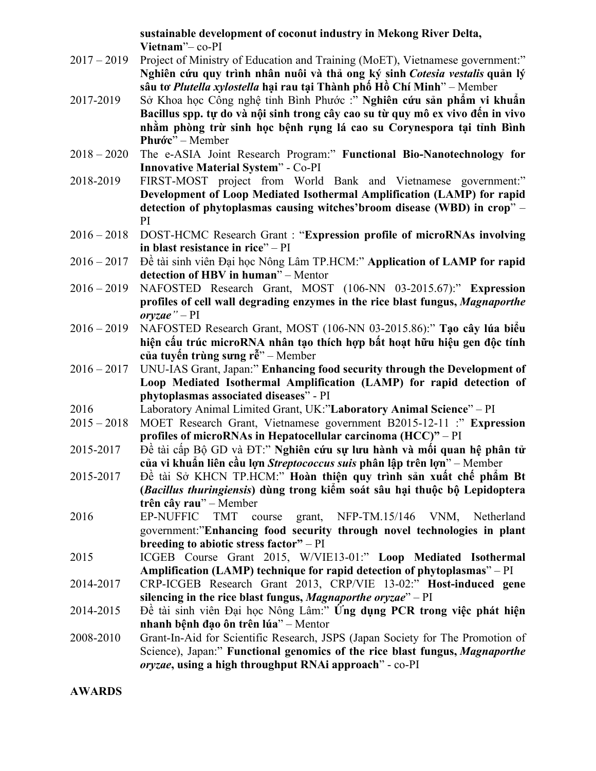**sustainable development of coconut industry in Mekong River Delta, Vietnam**"– co-PI

2017 – 2019 Project of Ministry of Education and Training (MoET), Vietnamese government:" **Nghiên cứu quy trình nhân nuôi và thả ong ký sinh *Cotesia vestalis* quản lý sâu tơ *Plutella xylostella* hại rau tại Thành phố Hồ Chí Minh**" – Member

2017-2019 Sở Khoa học Công nghệ tỉnh Bình Phước :" **Nghiên cứu sản phẩm vi khuẩn Bacillus spp. tự do và nội sinh trong cây cao su từ quy mô ex vivo đến in vivo nhằm phòng trừ sinh học bệnh rụng lá cao su Corynespora tại tỉnh Bình Phước**" – Member

2018 – 2020 The e-ASIA Joint Research Program:" **Functional Bio-Nanotechnology for Innovative Material System**" - Co-PI

2018-2019 FIRST-MOST project from World Bank and Vietnamese government:" **Development of Loop Mediated Isothermal Amplification (LAMP) for rapid detection of phytoplasmas causing witches'broom disease (WBD) in crop**" – PI

2016 – 2018 DOST-HCMC Research Grant : "**Expression profile of microRNAs involving in blast resistance in rice**" – PI

2016 – 2017 Đề tài sinh viên Đại học Nông Lâm TP.HCM:" **Application of LAMP for rapid detection of HBV in human**" – Mentor

2016 – 2019 NAFOSTED Research Grant, MOST (106-NN 03-2015.67):" **Expression profiles of cell wall degrading enzymes in the rice blast fungus, *Magnaporthe oryzae"*** – PI

2016 – 2019 NAFOSTED Research Grant, MOST (106-NN 03-2015.86):" **Tạo cây lúa biểu hiện cấu trúc microRNA nhân tạo thích hợp bất hoạt hữu hiệu gen độc tính của tuyến trùng sưng rễ**" – Member

2016 – 2017 UNU-IAS Grant, Japan:" **Enhancing food security through the Development of Loop Mediated Isothermal Amplification (LAMP) for rapid detection of phytoplasmas associated diseases**" - PI

2016 Laboratory Animal Limited Grant, UK:"**Laboratory Animal Science**" – PI

2015 – 2018 MOET Research Grant, Vietnamese government B2015-12-11 :" **Expression profiles of microRNAs in Hepatocellular carcinoma (HCC)"** – PI

2015-2017 Đề tài cấp Bộ GD và ĐT:" **Nghiên cứu sự lưu hành và mối quan hệ phân tử của vi khuẩn liên cầu lợn *Streptococcus suis* phân lập trên lợn**" – Member

2015-2017 Đề tài Sở KHCN TP.HCM:" **Hoàn thiện quy trình sản xuất chế phẩm Bt (*Bacillus thuringiensis*) dùng trong kiểm soát sâu hại thuộc bộ Lepidoptera trên cây rau**" – Member

2016 EP-NUFFIC TMT course grant, NFP-TM.15/146 VNM, Netherland government:"**Enhancing food security through novel technologies in plant breeding to abiotic stress factor"** – PI

2015 ICGEB Course Grant 2015, W/VIE13-01:" **Loop Mediated Isothermal Amplification (LAMP) technique for rapid detection of phytoplasmas**" – PI

2014-2017 CRP-ICGEB Research Grant 2013, CRP/VIE 13-02:" **Host-induced gene silencing in the rice blast fungus, *Magnaporthe oryzae***" – PI

2014-2015 Đề tài sinh viên Đại học Nông Lâm:" **Ứng dụng PCR trong việc phát hiện nhanh bệnh đạo ôn trên lúa**" – Mentor

2008-2010 Grant-In-Aid for Scientific Research, JSPS (Japan Society for The Promotion of Science), Japan:" **Functional genomics of the rice blast fungus, *Magnaporthe oryzae*, using a high throughput RNAi approach**" - co-PI

**AWARDS**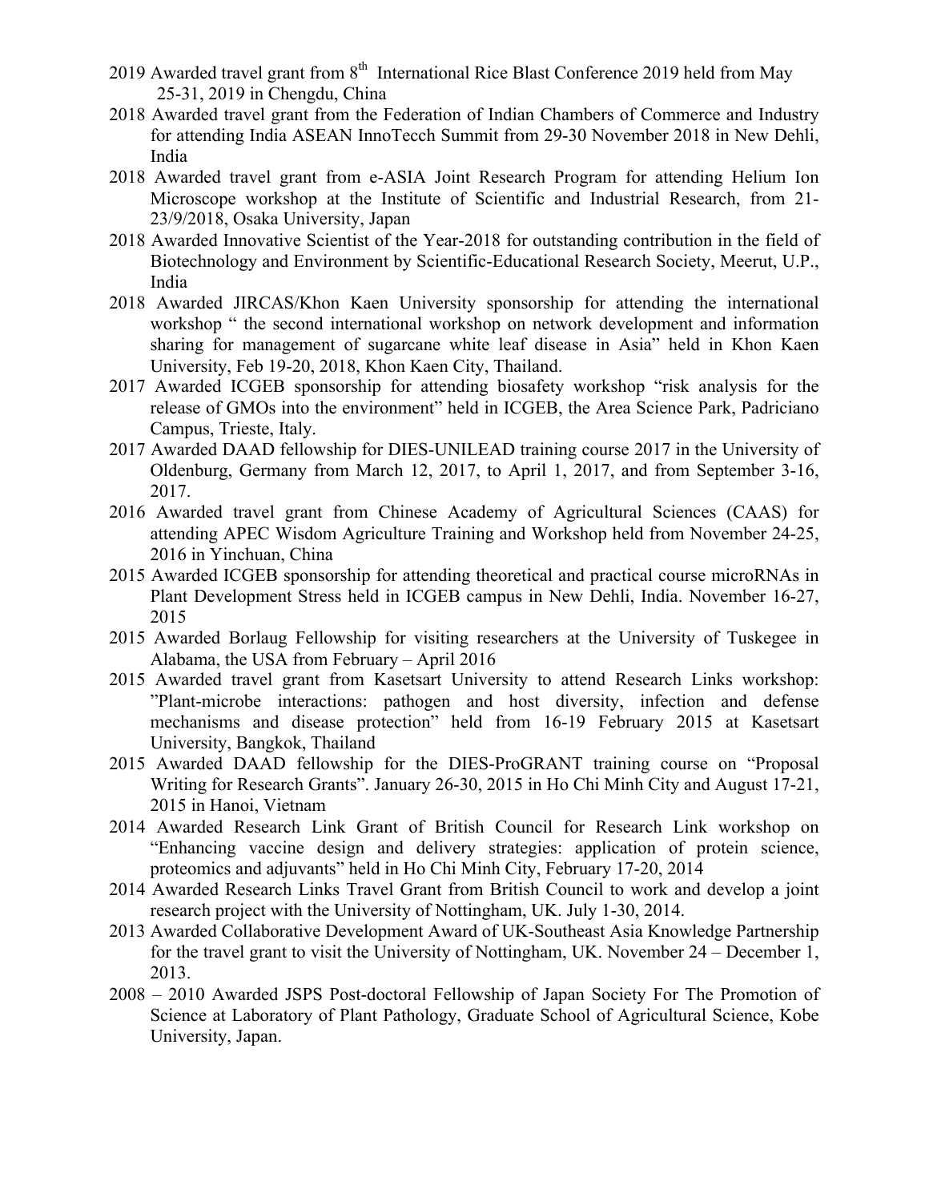- 2019 Awarded travel grant from 8th International Rice Blast Conference 2019 held from May 25-31, 2019 in Chengdu, China
- 2018 Awarded travel grant from the Federation of Indian Chambers of Commerce and Industry for attending India ASEAN InnoTecch Summit from 29-30 November 2018 in New Dehli, India
- 2018 Awarded travel grant from e-ASIA Joint Research Program for attending Helium Ion Microscope workshop at the Institute of Scientific and Industrial Research, from 21-23/9/2018, Osaka University, Japan
- 2018 Awarded Innovative Scientist of the Year-2018 for outstanding contribution in the field of Biotechnology and Environment by Scientific-Educational Research Society, Meerut, U.P., India
- 2018 Awarded JIRCAS/Khon Kaen University sponsorship for attending the international workshop " the second international workshop on network development and information sharing for management of sugarcane white leaf disease in Asia" held in Khon Kaen University, Feb 19-20, 2018, Khon Kaen City, Thailand.
- 2017 Awarded ICGEB sponsorship for attending biosafety workshop "risk analysis for the release of GMOs into the environment" held in ICGEB, the Area Science Park, Padriciano Campus, Trieste, Italy.
- 2017 Awarded DAAD fellowship for DIES-UNILEAD training course 2017 in the University of Oldenburg, Germany from March 12, 2017, to April 1, 2017, and from September 3-16, 2017.
- 2016 Awarded travel grant from Chinese Academy of Agricultural Sciences (CAAS) for attending APEC Wisdom Agriculture Training and Workshop held from November 24-25, 2016 in Yinchuan, China
- 2015 Awarded ICGEB sponsorship for attending theoretical and practical course microRNAs in Plant Development Stress held in ICGEB campus in New Dehli, India. November 16-27, 2015
- 2015 Awarded Borlaug Fellowship for visiting researchers at the University of Tuskegee in Alabama, the USA from February – April 2016
- 2015 Awarded travel grant from Kasetsart University to attend Research Links workshop: "Plant-microbe interactions: pathogen and host diversity, infection and defense mechanisms and disease protection" held from 16-19 February 2015 at Kasetsart University, Bangkok, Thailand
- 2015 Awarded DAAD fellowship for the DIES-ProGRANT training course on "Proposal Writing for Research Grants". January 26-30, 2015 in Ho Chi Minh City and August 17-21, 2015 in Hanoi, Vietnam
- 2014 Awarded Research Link Grant of British Council for Research Link workshop on "Enhancing vaccine design and delivery strategies: application of protein science, proteomics and adjuvants" held in Ho Chi Minh City, February 17-20, 2014
- 2014 Awarded Research Links Travel Grant from British Council to work and develop a joint research project with the University of Nottingham, UK. July 1-30, 2014.
- 2013 Awarded Collaborative Development Award of UK-Southeast Asia Knowledge Partnership for the travel grant to visit the University of Nottingham, UK. November 24 – December 1, 2013.
- 2008 – 2010 Awarded JSPS Post-doctoral Fellowship of Japan Society For The Promotion of Science at Laboratory of Plant Pathology, Graduate School of Agricultural Science, Kobe University, Japan.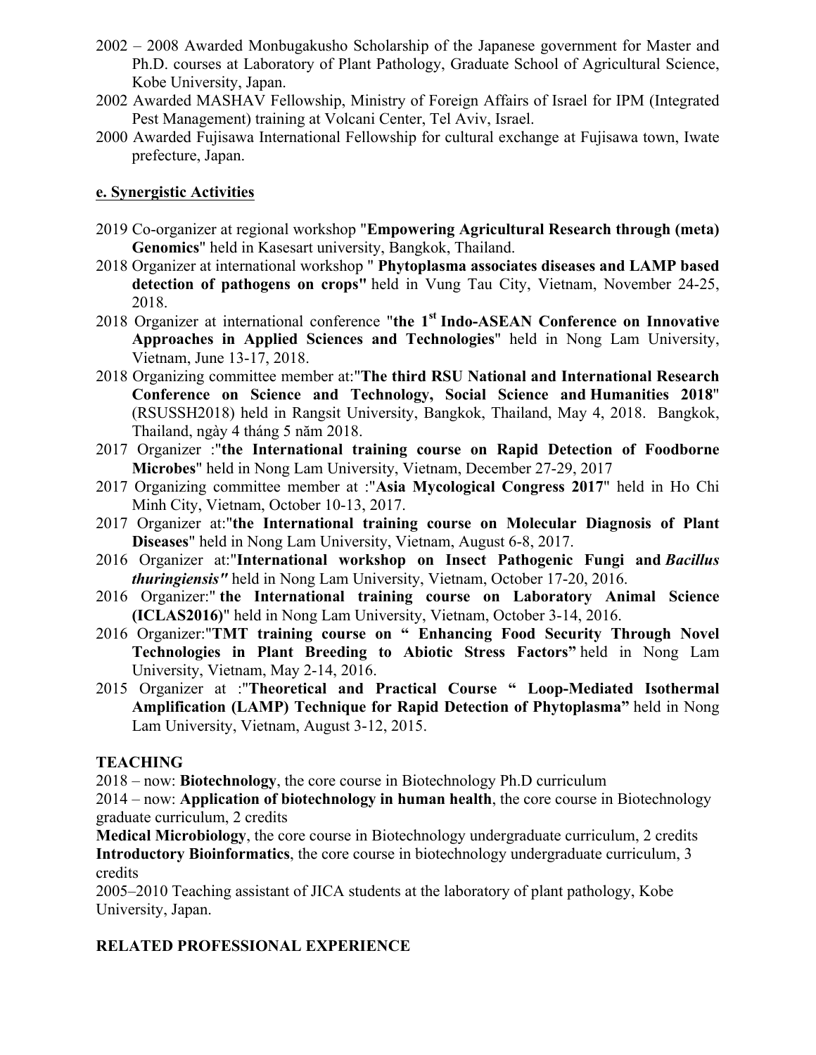2002 – 2008 Awarded Monbugakusho Scholarship of the Japanese government for Master and Ph.D. courses at Laboratory of Plant Pathology, Graduate School of Agricultural Science, Kobe University, Japan.

2002 Awarded MASHAV Fellowship, Ministry of Foreign Affairs of Israel for IPM (Integrated Pest Management) training at Volcani Center, Tel Aviv, Israel.

2000 Awarded Fujisawa International Fellowship for cultural exchange at Fujisawa town, Iwate prefecture, Japan.

**e. Synergistic Activities**

2019 Co-organizer at regional workshop "**Empowering Agricultural Research through (meta) Genomics**" held in Kasesart university, Bangkok, Thailand.

2018 Organizer at international workshop " **Phytoplasma associates diseases and LAMP based detection of pathogens on crops"** held in Vung Tau City, Vietnam, November 24-25, 2018.

2018 Organizer at international conference "**the 1st Indo-ASEAN Conference on Innovative Approaches in Applied Sciences and Technologies**" held in Nong Lam University, Vietnam, June 13-17, 2018.

2018 Organizing committee member at:"**The third RSU National and International Research Conference on Science and Technology, Social Science and Humanities 2018**" (RSUSSH2018) held in Rangsit University, Bangkok, Thailand, May 4, 2018. Bangkok, Thailand, ngày 4 tháng 5 năm 2018.

2017 Organizer :"**the International training course on Rapid Detection of Foodborne Microbes**" held in Nong Lam University, Vietnam, December 27-29, 2017

2017 Organizing committee member at :"**Asia Mycological Congress 2017**" held in Ho Chi Minh City, Vietnam, October 10-13, 2017.

2017 Organizer at:"**the International training course on Molecular Diagnosis of Plant Diseases**" held in Nong Lam University, Vietnam, August 6-8, 2017.

2016 Organizer at:"**International workshop on Insect Pathogenic Fungi and *Bacillus thuringiensis"*** held in Nong Lam University, Vietnam, October 17-20, 2016.

2016 Organizer:" **the International training course on Laboratory Animal Science (ICLAS2016)**" held in Nong Lam University, Vietnam, October 3-14, 2016.

2016 Organizer:"**TMT training course on " Enhancing Food Security Through Novel Technologies in Plant Breeding to Abiotic Stress Factors"** held in Nong Lam University, Vietnam, May 2-14, 2016.

2015 Organizer at :"**Theoretical and Practical Course " Loop-Mediated Isothermal Amplification (LAMP) Technique for Rapid Detection of Phytoplasma"** held in Nong Lam University, Vietnam, August 3-12, 2015.

## TEACHING

2018 – now: **Biotechnology**, the core course in Biotechnology Ph.D curriculum

2014 – now: **Application of biotechnology in human health**, the core course in Biotechnology graduate curriculum, 2 credits

**Medical Microbiology**, the core course in Biotechnology undergraduate curriculum, 2 credits

**Introductory Bioinformatics**, the core course in biotechnology undergraduate curriculum, 3 credits

2005–2010 Teaching assistant of JICA students at the laboratory of plant pathology, Kobe University, Japan.

## RELATED PROFESSIONAL EXPERIENCE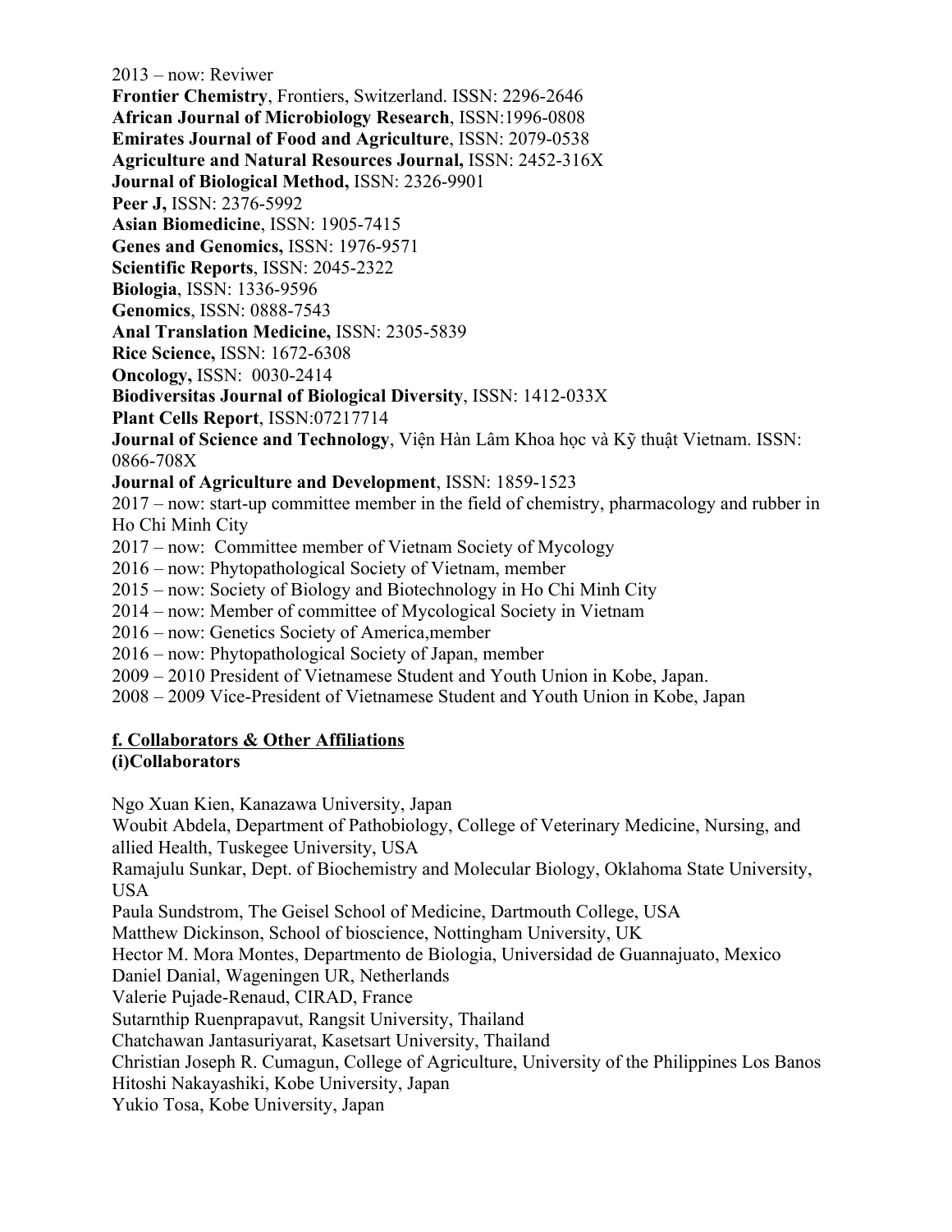2013 – now: Reviwer

**Frontier Chemistry**, Frontiers, Switzerland. ISSN: 2296-2646
**African Journal of Microbiology Research**, ISSN:1996-0808
**Emirates Journal of Food and Agriculture**, ISSN: 2079-0538
**Agriculture and Natural Resources Journal,** ISSN: 2452-316X
**Journal of Biological Method,** ISSN: 2326-9901
**Peer J,** ISSN: 2376-5992
**Asian Biomedicine**, ISSN: 1905-7415
**Genes and Genomics,** ISSN: 1976-9571
**Scientific Reports**, ISSN: 2045-2322
**Biologia**, ISSN: 1336-9596
**Genomics**, ISSN: 0888-7543
**Anal Translation Medicine,** ISSN: 2305-5839
**Rice Science,** ISSN: 1672-6308
**Oncology,** ISSN: 0030-2414
**Biodiversitas Journal of Biological Diversity**, ISSN: 1412-033X
**Plant Cells Report**, ISSN:07217714
**Journal of Science and Technology**, Viện Hàn Lâm Khoa học và Kỹ thuật Vietnam. ISSN: 0866-708X
**Journal of Agriculture and Development**, ISSN: 1859-1523

2017 – now: start-up committee member in the field of chemistry, pharmacology and rubber in Ho Chi Minh City
2017 – now: Committee member of Vietnam Society of Mycology
2016 – now: Phytopathological Society of Vietnam, member
2015 – now: Society of Biology and Biotechnology in Ho Chi Minh City
2014 – now: Member of committee of Mycological Society in Vietnam
2016 – now: Genetics Society of America,member
2016 – now: Phytopathological Society of Japan, member
2009 – 2010 President of Vietnamese Student and Youth Union in Kobe, Japan.
2008 – 2009 Vice-President of Vietnamese Student and Youth Union in Kobe, Japan

## f. Collaborators & Other Affiliations

### (i)Collaborators

Ngo Xuan Kien, Kanazawa University, Japan
Woubit Abdela, Department of Pathobiology, College of Veterinary Medicine, Nursing, and allied Health, Tuskegee University, USA
Ramajulu Sunkar, Dept. of Biochemistry and Molecular Biology, Oklahoma State University, USA
Paula Sundstrom, The Geisel School of Medicine, Dartmouth College, USA
Matthew Dickinson, School of bioscience, Nottingham University, UK
Hector M. Mora Montes, Departmento de Biologia, Universidad de Guannajuato, Mexico
Daniel Danial, Wageningen UR, Netherlands
Valerie Pujade-Renaud, CIRAD, France
Sutarnthip Ruenprapavut, Rangsit University, Thailand
Chatchawan Jantasuriyarat, Kasetsart University, Thailand
Christian Joseph R. Cumagun, College of Agriculture, University of the Philippines Los Banos
Hitoshi Nakayashiki, Kobe University, Japan
Yukio Tosa, Kobe University, Japan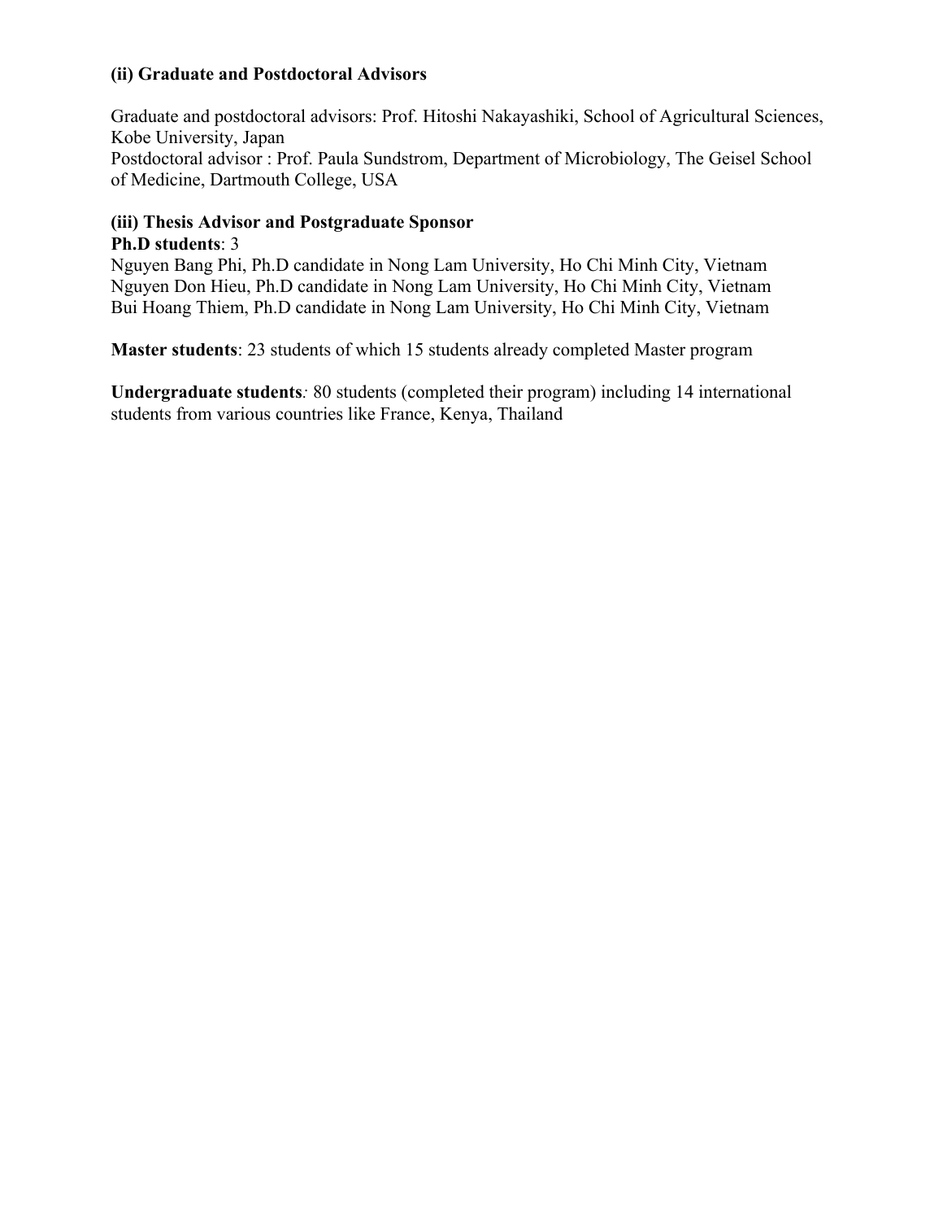**(ii) Graduate and Postdoctoral Advisors**

Graduate and postdoctoral advisors: Prof. Hitoshi Nakayashiki, School of Agricultural Sciences, Kobe University, Japan
Postdoctoral advisor : Prof. Paula Sundstrom, Department of Microbiology, The Geisel School of Medicine, Dartmouth College, USA

**(iii) Thesis Advisor and Postgraduate Sponsor**
**Ph.D students**: 3
Nguyen Bang Phi, Ph.D candidate in Nong Lam University, Ho Chi Minh City, Vietnam
Nguyen Don Hieu, Ph.D candidate in Nong Lam University, Ho Chi Minh City, Vietnam
Bui Hoang Thiem, Ph.D candidate in Nong Lam University, Ho Chi Minh City, Vietnam

**Master students**: 23 students of which 15 students already completed Master program

**Undergraduate students***:* 80 students (completed their program) including 14 international students from various countries like France, Kenya, Thailand